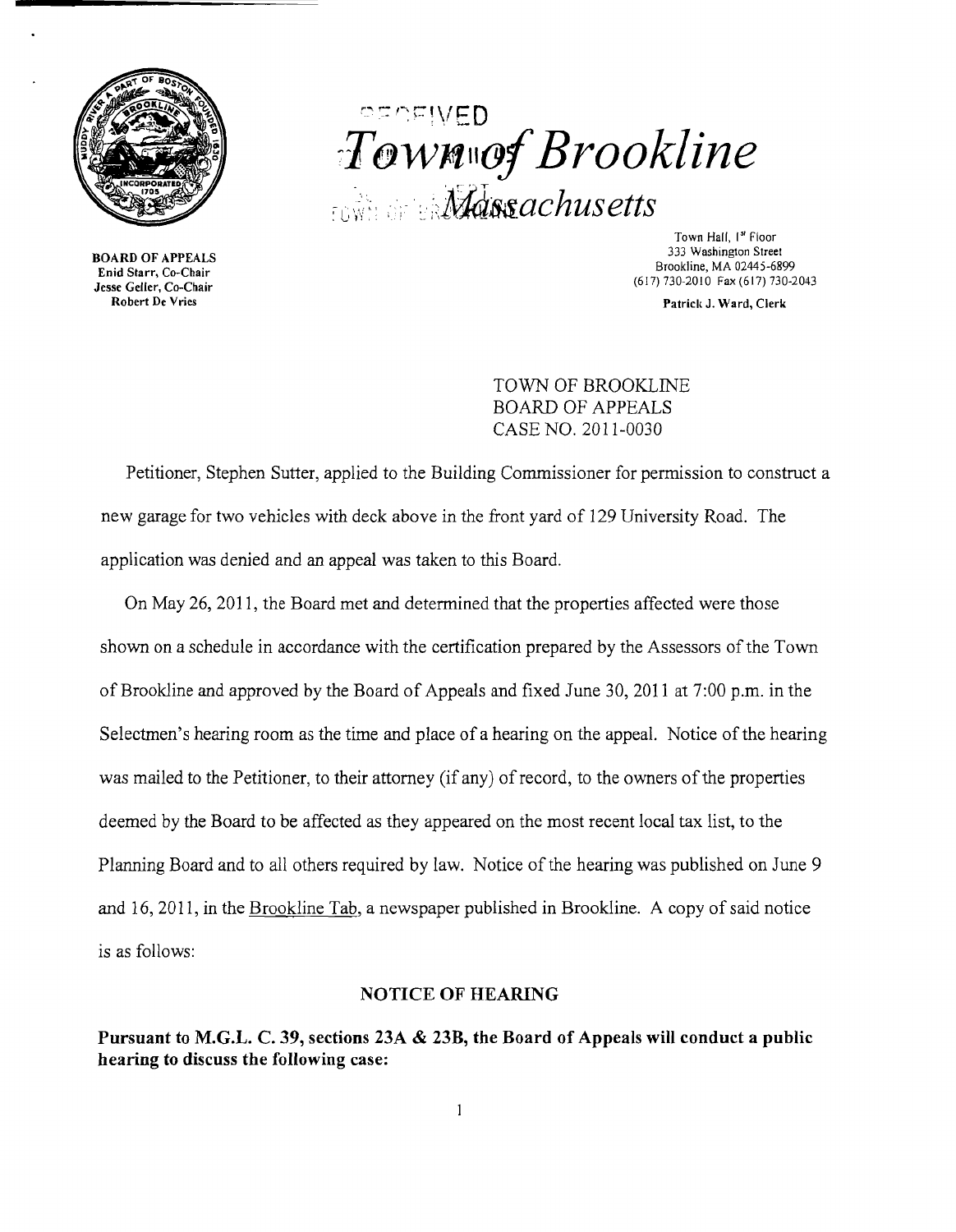# Town of Brookline

## Massachusetts

**BOARD OF APPEALS**
Enid Starr, Co-Chair
Jesse Geller, Co-Chair
Robert De Vries

Town Hall, 1st Floor
333 Washington Street
Brookline, MA 02445-6899
(617) 730-2010 Fax (617) 730-2043

Patrick J. Ward, Clerk

TOWN OF BROOKLINE
BOARD OF APPEALS
CASE NO. 2011-0030

Petitioner, Stephen Sutter, applied to the Building Commissioner for permission to construct a new garage for two vehicles with deck above in the front yard of 129 University Road. The application was denied and an appeal was taken to this Board.

On May 26, 2011, the Board met and determined that the properties affected were those shown on a schedule in accordance with the certification prepared by the Assessors of the Town of Brookline and approved by the Board of Appeals and fixed June 30, 2011 at 7:00 p.m. in the Selectmen's hearing room as the time and place of a hearing on the appeal. Notice of the hearing was mailed to the Petitioner, to their attorney (if any) of record, to the owners of the properties deemed by the Board to be affected as they appeared on the most recent local tax list, to the Planning Board and to all others required by law. Notice of the hearing was published on June 9 and 16, 2011, in the Brookline Tab, a newspaper published in Brookline. A copy of said notice is as follows:

**NOTICE OF HEARING**

**Pursuant to M.G.L. C. 39, sections 23A & 23B, the Board of Appeals will conduct a public hearing to discuss the following case:**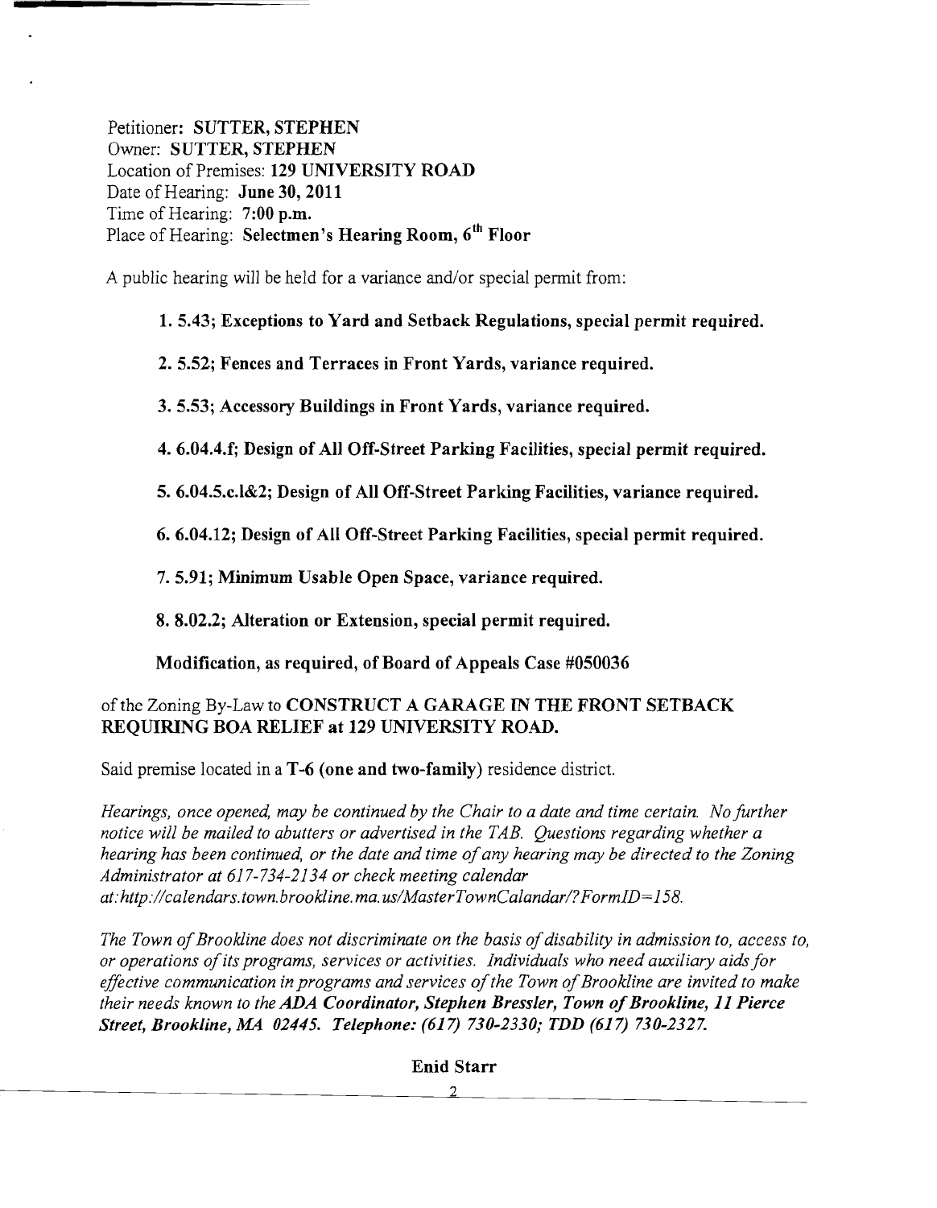Petitioner: **SUTTER, STEPHEN**
Owner: **SUTTER, STEPHEN**
Location of Premises: **129 UNIVERSITY ROAD**
Date of Hearing: **June 30, 2011**
Time of Hearing: **7:00 p.m.**
Place of Hearing: **Selectmen's Hearing Room, 6th Floor**

A public hearing will be held for a variance and/or special permit from:

**1. 5.43; Exceptions to Yard and Setback Regulations, special permit required.**

**2. 5.52; Fences and Terraces in Front Yards, variance required.**

**3. 5.53; Accessory Buildings in Front Yards, variance required.**

**4. 6.04.4.f; Design of All Off-Street Parking Facilities, special permit required.**

**5. 6.04.5.c.1&2; Design of All Off-Street Parking Facilities, variance required.**

**6. 6.04.12; Design of All Off-Street Parking Facilities, special permit required.**

**7. 5.91; Minimum Usable Open Space, variance required.**

**8. 8.02.2; Alteration or Extension, special permit required.**

**Modification, as required, of Board of Appeals Case #050036**

of the Zoning By-Law to **CONSTRUCT A GARAGE IN THE FRONT SETBACK REQUIRING BOA RELIEF at 129 UNIVERSITY ROAD.**

Said premise located in a **T-6 (one and two-family)** residence district.

*Hearings, once opened, may be continued by the Chair to a date and time certain. No further notice will be mailed to abutters or advertised in the TAB. Questions regarding whether a hearing has been continued, or the date and time of any hearing may be directed to the Zoning Administrator at 617-734-2134 or check meeting calendar at: http://calendars.town.brookline.ma.us/MasterTownCalandar/?FormID=158.*

*The Town of Brookline does not discriminate on the basis of disability in admission to, access to, or operations of its programs, services or activities. Individuals who need auxiliary aids for effective communication in programs and services of the Town of Brookline are invited to make their needs known to the* ***ADA Coordinator, Stephen Bressler, Town of Brookline, 11 Pierce Street, Brookline, MA 02445. Telephone: (617) 730-2330; TDD (617) 730-2327.***

**Enid Starr**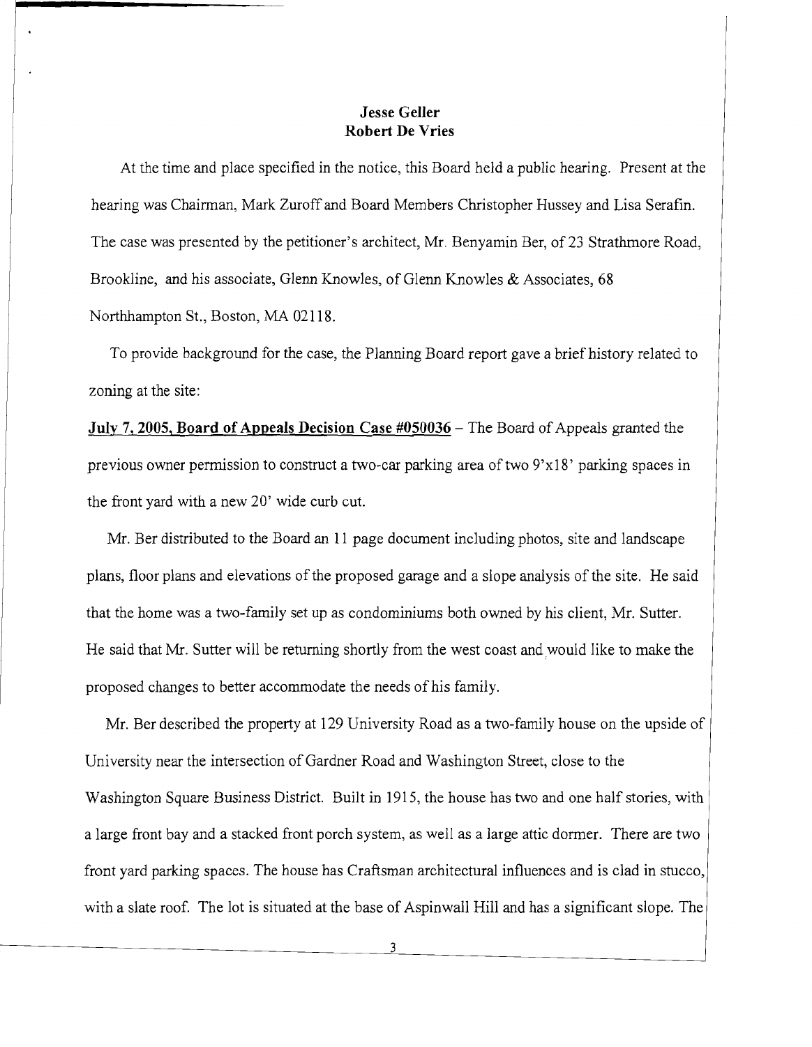**Jesse Geller**
**Robert De Vries**

At the time and place specified in the notice, this Board held a public hearing. Present at the hearing was Chairman, Mark Zuroff and Board Members Christopher Hussey and Lisa Serafin. The case was presented by the petitioner's architect, Mr. Benyamin Ber, of 23 Strathmore Road, Brookline, and his associate, Glenn Knowles, of Glenn Knowles & Associates, 68 Northhampton St., Boston, MA 02118.

To provide background for the case, the Planning Board report gave a brief history related to zoning at the site:

**July 7, 2005, Board of Appeals Decision Case #050036** – The Board of Appeals granted the previous owner permission to construct a two-car parking area of two 9'x18' parking spaces in the front yard with a new 20' wide curb cut.

Mr. Ber distributed to the Board an 11 page document including photos, site and landscape plans, floor plans and elevations of the proposed garage and a slope analysis of the site. He said that the home was a two-family set up as condominiums both owned by his client, Mr. Sutter. He said that Mr. Sutter will be returning shortly from the west coast and would like to make the proposed changes to better accommodate the needs of his family.

Mr. Ber described the property at 129 University Road as a two-family house on the upside of University near the intersection of Gardner Road and Washington Street, close to the Washington Square Business District. Built in 1915, the house has two and one half stories, with a large front bay and a stacked front porch system, as well as a large attic dormer. There are two front yard parking spaces. The house has Craftsman architectural influences and is clad in stucco, with a slate roof. The lot is situated at the base of Aspinwall Hill and has a significant slope. The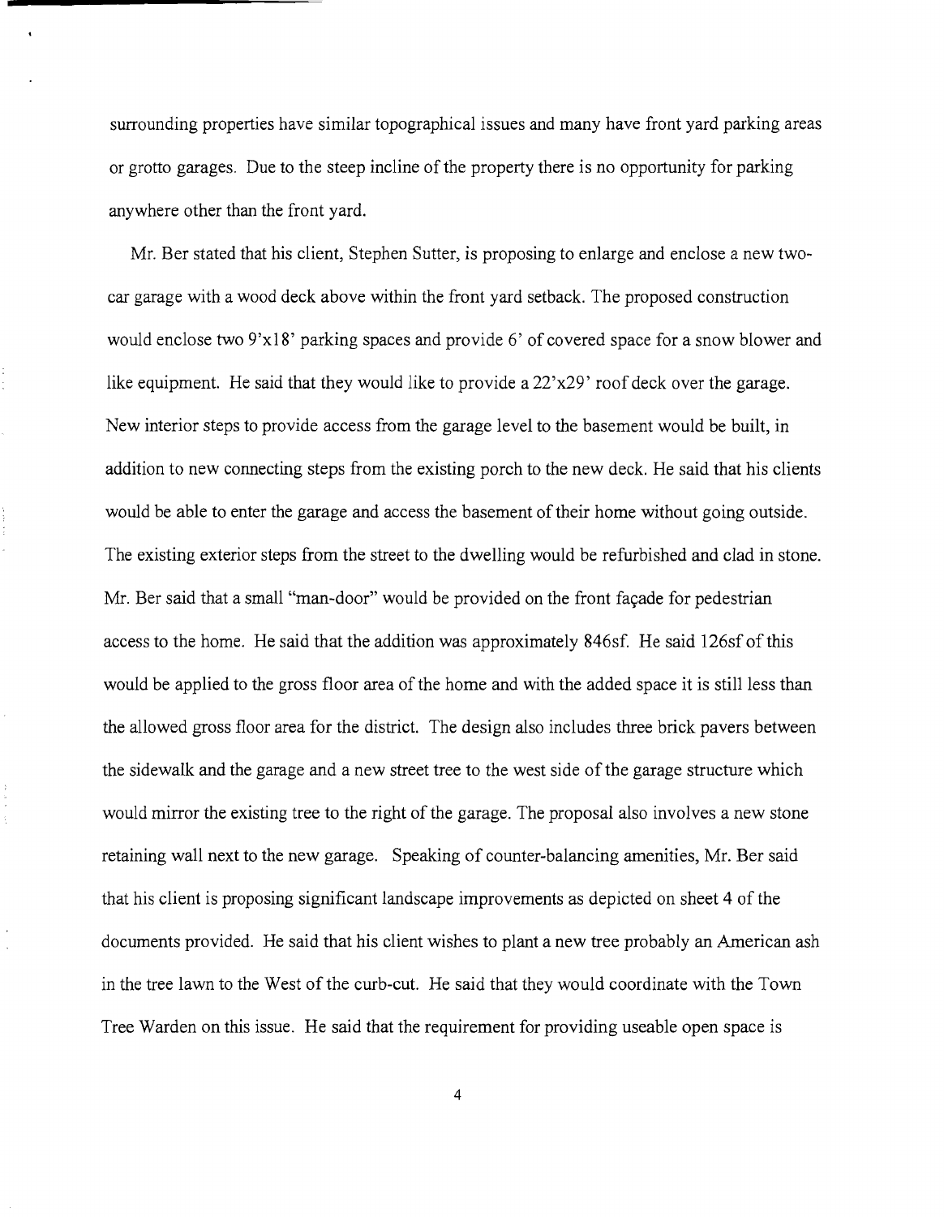surrounding properties have similar topographical issues and many have front yard parking areas or grotto garages. Due to the steep incline of the property there is no opportunity for parking anywhere other than the front yard.

Mr. Ber stated that his client, Stephen Sutter, is proposing to enlarge and enclose a new two-car garage with a wood deck above within the front yard setback. The proposed construction would enclose two 9'x18' parking spaces and provide 6' of covered space for a snow blower and like equipment. He said that they would like to provide a 22'x29' roof deck over the garage. New interior steps to provide access from the garage level to the basement would be built, in addition to new connecting steps from the existing porch to the new deck. He said that his clients would be able to enter the garage and access the basement of their home without going outside. The existing exterior steps from the street to the dwelling would be refurbished and clad in stone. Mr. Ber said that a small "man-door" would be provided on the front façade for pedestrian access to the home. He said that the addition was approximately 846sf. He said 126sf of this would be applied to the gross floor area of the home and with the added space it is still less than the allowed gross floor area for the district. The design also includes three brick pavers between the sidewalk and the garage and a new street tree to the west side of the garage structure which would mirror the existing tree to the right of the garage. The proposal also involves a new stone retaining wall next to the new garage. Speaking of counter-balancing amenities, Mr. Ber said that his client is proposing significant landscape improvements as depicted on sheet 4 of the documents provided. He said that his client wishes to plant a new tree probably an American ash in the tree lawn to the West of the curb-cut. He said that they would coordinate with the Town Tree Warden on this issue. He said that the requirement for providing useable open space is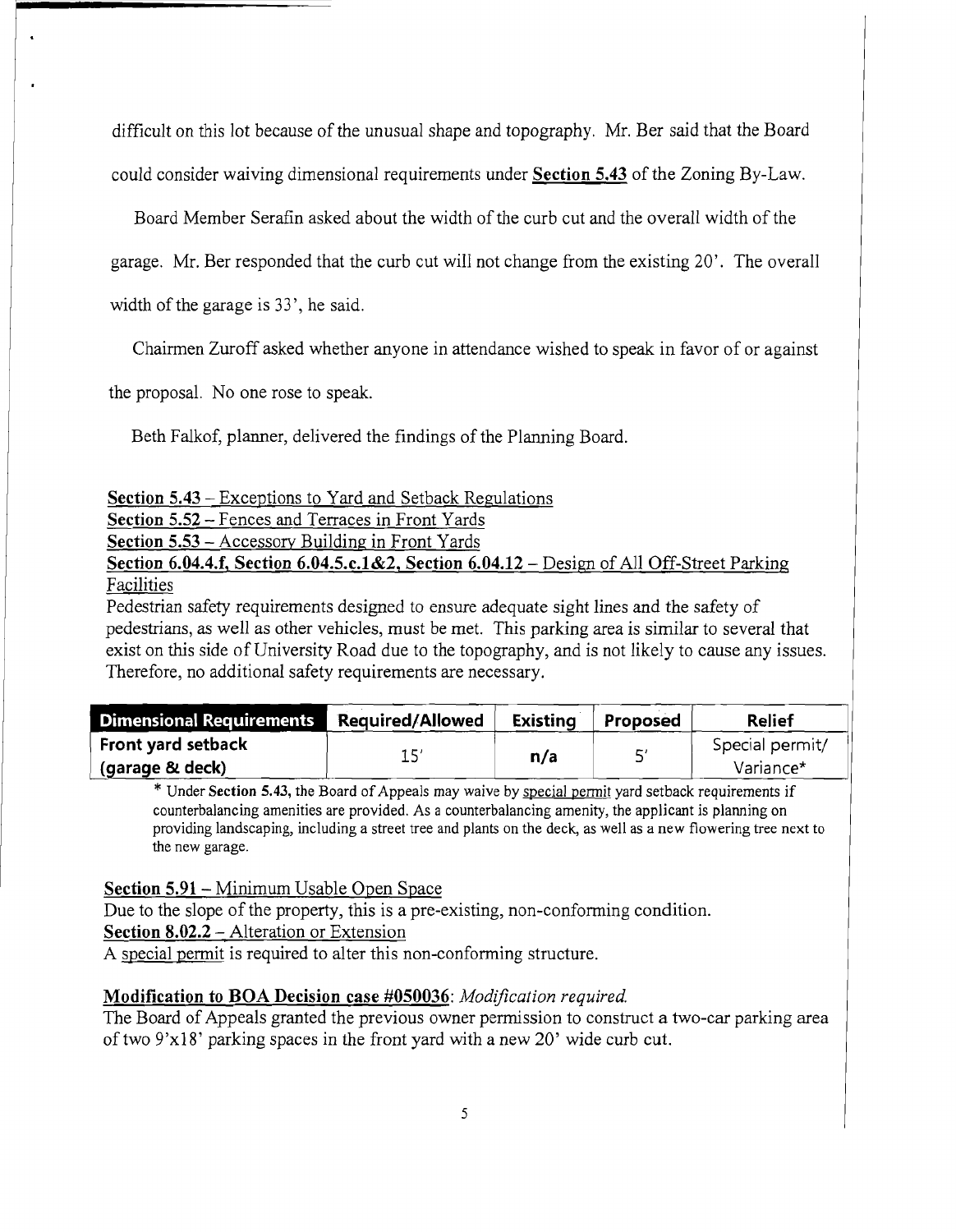difficult on this lot because of the unusual shape and topography. Mr. Ber said that the Board could consider waiving dimensional requirements under **Section 5.43** of the Zoning By-Law.

Board Member Serafin asked about the width of the curb cut and the overall width of the garage. Mr. Ber responded that the curb cut will not change from the existing 20'. The overall width of the garage is 33', he said.

Chairmen Zuroff asked whether anyone in attendance wished to speak in favor of or against the proposal. No one rose to speak.

Beth Falkof, planner, delivered the findings of the Planning Board.

**Section 5.43** – Exceptions to Yard and Setback Regulations

**Section 5.52** – Fences and Terraces in Front Yards

**Section 5.53** – Accessory Building in Front Yards

**Section 6.04.4.f, Section 6.04.5.c.1&2, Section 6.04.12** – Design of All Off-Street Parking Facilities

Pedestrian safety requirements designed to ensure adequate sight lines and the safety of pedestrians, as well as other vehicles, must be met. This parking area is similar to several that exist on this side of University Road due to the topography, and is not likely to cause any issues. Therefore, no additional safety requirements are necessary.

| Dimensional Requirements | Required/Allowed | Existing | Proposed | Relief |
|---|---|---|---|---|
| **Front yard setback (garage & deck)** | 15' | **n/a** | 5' | Special permit/ Variance* |

\* Under **Section 5.43**, the Board of Appeals may waive by special permit yard setback requirements if counterbalancing amenities are provided. As a counterbalancing amenity, the applicant is planning on providing landscaping, including a street tree and plants on the deck, as well as a new flowering tree next to the new garage.

**Section 5.91** – Minimum Usable Open Space

Due to the slope of the property, this is a pre-existing, non-conforming condition.

**Section 8.02.2** – Alteration or Extension

A special permit is required to alter this non-conforming structure.

**Modification to BOA Decision case #050036**: *Modification required.*

The Board of Appeals granted the previous owner permission to construct a two-car parking area of two 9'x18' parking spaces in the front yard with a new 20' wide curb cut.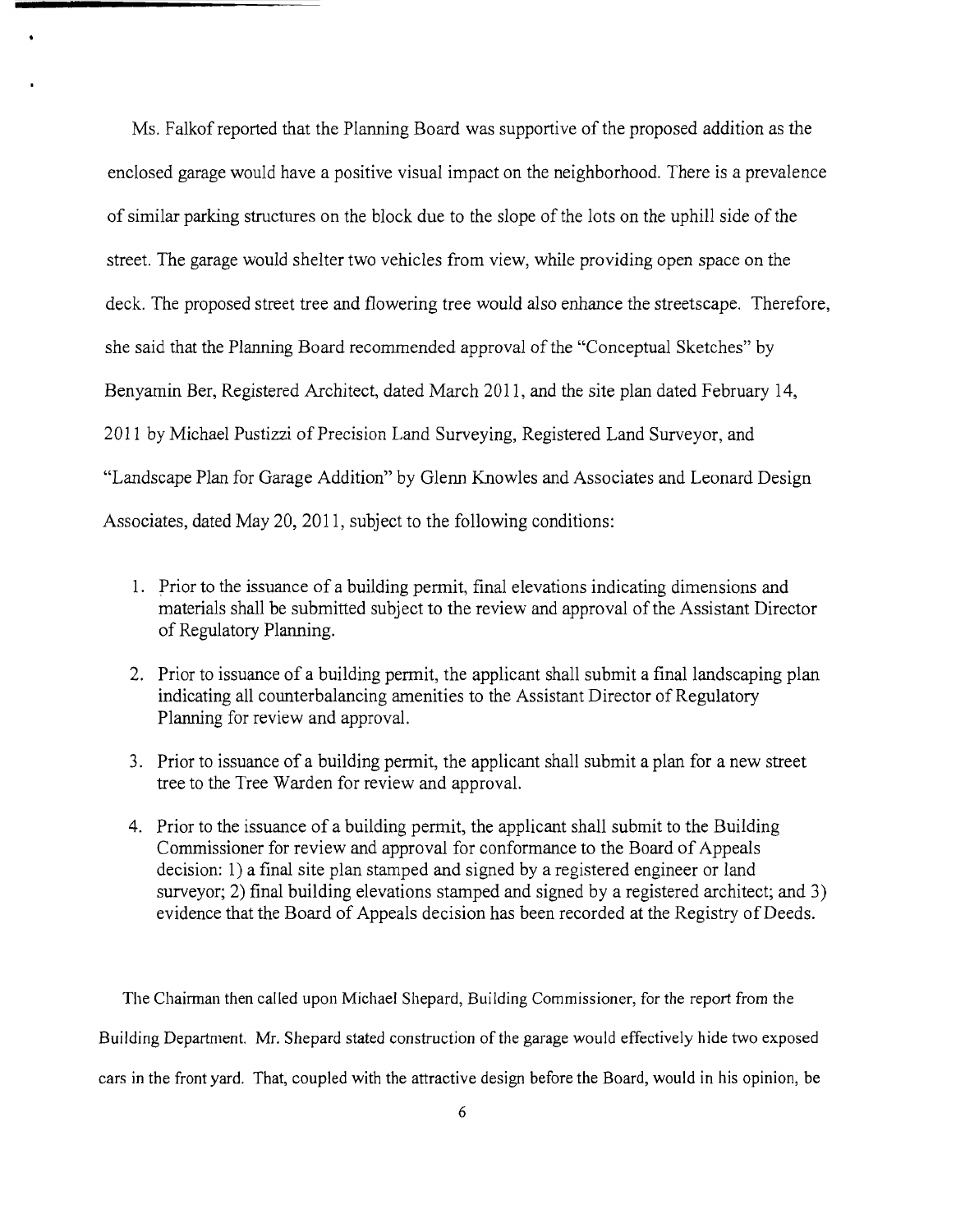Ms. Falkof reported that the Planning Board was supportive of the proposed addition as the enclosed garage would have a positive visual impact on the neighborhood. There is a prevalence of similar parking structures on the block due to the slope of the lots on the uphill side of the street. The garage would shelter two vehicles from view, while providing open space on the deck. The proposed street tree and flowering tree would also enhance the streetscape. Therefore, she said that the Planning Board recommended approval of the "Conceptual Sketches" by Benyamin Ber, Registered Architect, dated March 2011, and the site plan dated February 14, 2011 by Michael Pustizzi of Precision Land Surveying, Registered Land Surveyor, and "Landscape Plan for Garage Addition" by Glenn Knowles and Associates and Leonard Design Associates, dated May 20, 2011, subject to the following conditions:

1. Prior to the issuance of a building permit, final elevations indicating dimensions and materials shall be submitted subject to the review and approval of the Assistant Director of Regulatory Planning.

2. Prior to issuance of a building permit, the applicant shall submit a final landscaping plan indicating all counterbalancing amenities to the Assistant Director of Regulatory Planning for review and approval.

3. Prior to issuance of a building permit, the applicant shall submit a plan for a new street tree to the Tree Warden for review and approval.

4. Prior to the issuance of a building permit, the applicant shall submit to the Building Commissioner for review and approval for conformance to the Board of Appeals decision: 1) a final site plan stamped and signed by a registered engineer or land surveyor; 2) final building elevations stamped and signed by a registered architect; and 3) evidence that the Board of Appeals decision has been recorded at the Registry of Deeds.

The Chairman then called upon Michael Shepard, Building Commissioner, for the report from the Building Department. Mr. Shepard stated construction of the garage would effectively hide two exposed cars in the front yard. That, coupled with the attractive design before the Board, would in his opinion, be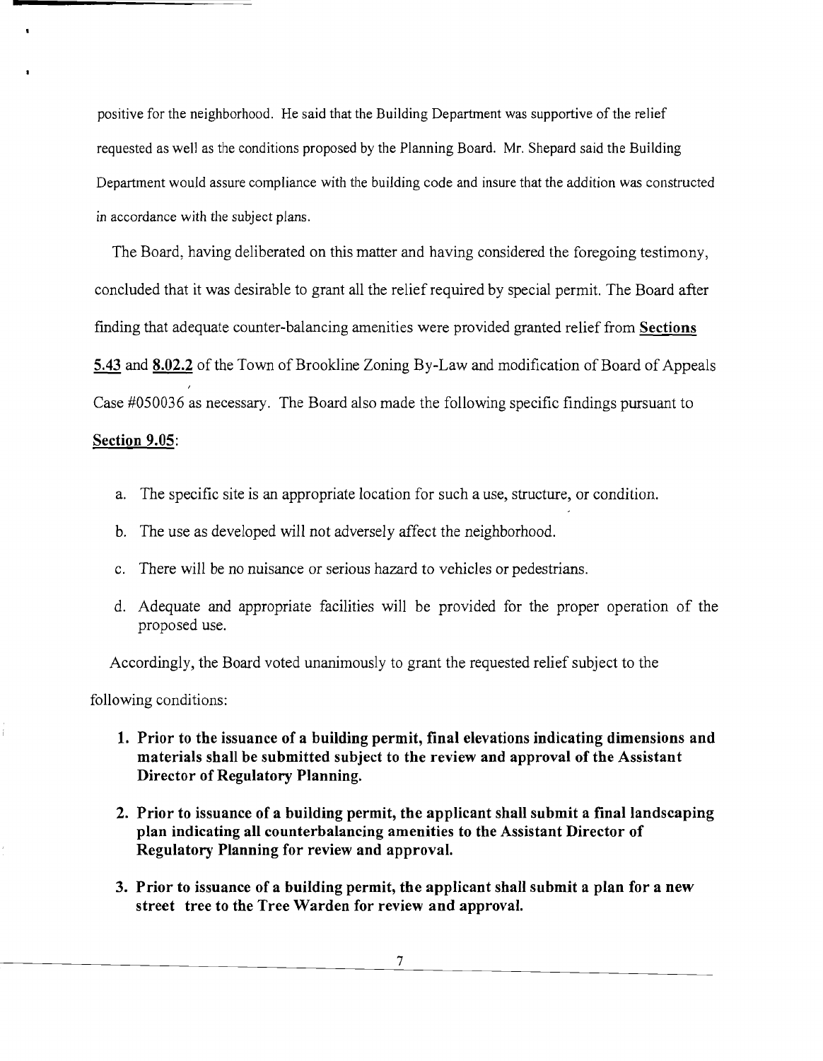positive for the neighborhood. He said that the Building Department was supportive of the relief requested as well as the conditions proposed by the Planning Board. Mr. Shepard said the Building Department would assure compliance with the building code and insure that the addition was constructed in accordance with the subject plans.

The Board, having deliberated on this matter and having considered the foregoing testimony, concluded that it was desirable to grant all the relief required by special permit. The Board after finding that adequate counter-balancing amenities were provided granted relief from **Sections 5.43** and **8.02.2** of the Town of Brookline Zoning By-Law and modification of Board of Appeals Case #050036 as necessary. The Board also made the following specific findings pursuant to **Section 9.05**:

a. The specific site is an appropriate location for such a use, structure, or condition.

b. The use as developed will not adversely affect the neighborhood.

c. There will be no nuisance or serious hazard to vehicles or pedestrians.

d. Adequate and appropriate facilities will be provided for the proper operation of the proposed use.

Accordingly, the Board voted unanimously to grant the requested relief subject to the following conditions:

1. **Prior to the issuance of a building permit, final elevations indicating dimensions and materials shall be submitted subject to the review and approval of the Assistant Director of Regulatory Planning.**

2. **Prior to issuance of a building permit, the applicant shall submit a final landscaping plan indicating all counterbalancing amenities to the Assistant Director of Regulatory Planning for review and approval.**

3. **Prior to issuance of a building permit, the applicant shall submit a plan for a new street tree to the Tree Warden for review and approval.**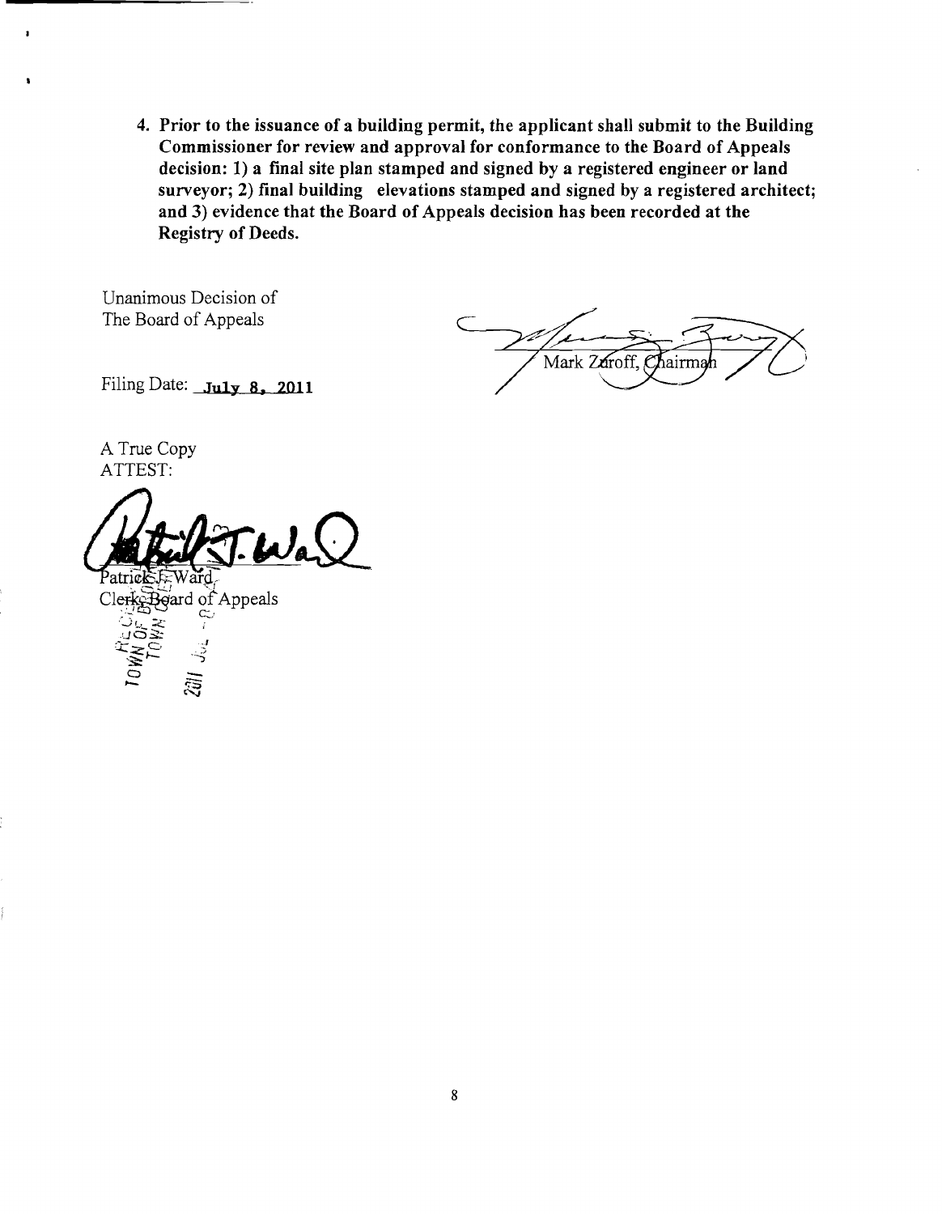4. **Prior to the issuance of a building permit, the applicant shall submit to the Building Commissioner for review and approval for conformance to the Board of Appeals decision: 1) a final site plan stamped and signed by a registered engineer or land surveyor; 2) final building elevations stamped and signed by a registered architect; and 3) evidence that the Board of Appeals decision has been recorded at the Registry of Deeds.**

Unanimous Decision of
The Board of Appeals

Mark Zuroff, Chairman

Filing Date: **July 8, 2011**

A True Copy
ATTEST:

Patrick J. Ward
Clerk, Board of Appeals